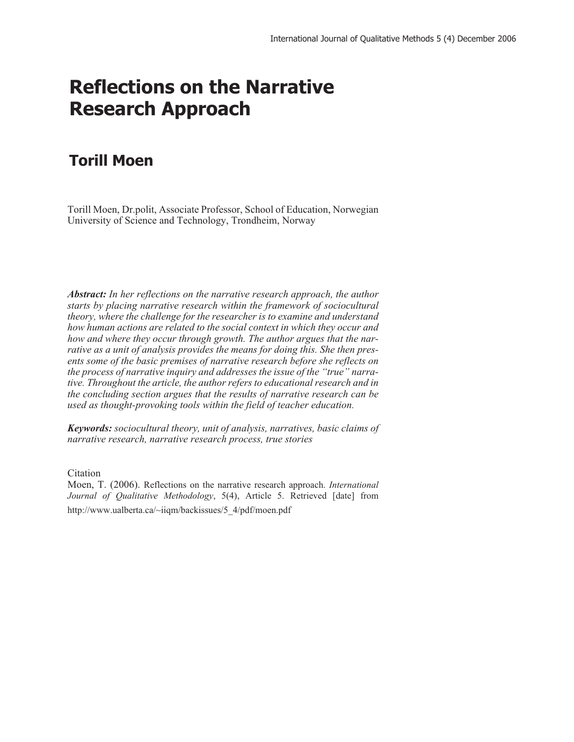# Reflections on the Narrative Research Approach

## Torill Moen

Torill Moen, Dr.polit, Associate Professor, School of Education, Norwegian University of Science and Technology, Trondheim, Norway

***Abstract:*** *In her reflections on the narrative research approach, the author starts by placing narrative research within the framework of sociocultural theory, where the challenge for the researcher is to examine and understand how human actions are related to the social context in which they occur and how and where they occur through growth. The author argues that the narrative as a unit of analysis provides the means for doing this. She then presents some of the basic premises of narrative research before she reflects on the process of narrative inquiry and addresses the issue of the "true" narrative. Throughout the article, the author refers to educational research and in the concluding section argues that the results of narrative research can be used as thought-provoking tools within the field of teacher education.*

***Keywords:*** *sociocultural theory, unit of analysis, narratives, basic claims of narrative research, narrative research process, true stories*

Citation

Moen, T. (2006). Reflections on the narrative research approach. *International Journal of Qualitative Methodology*, 5(4), Article 5. Retrieved [date] from http://www.ualberta.ca/~iiqm/backissues/5_4/pdf/moen.pdf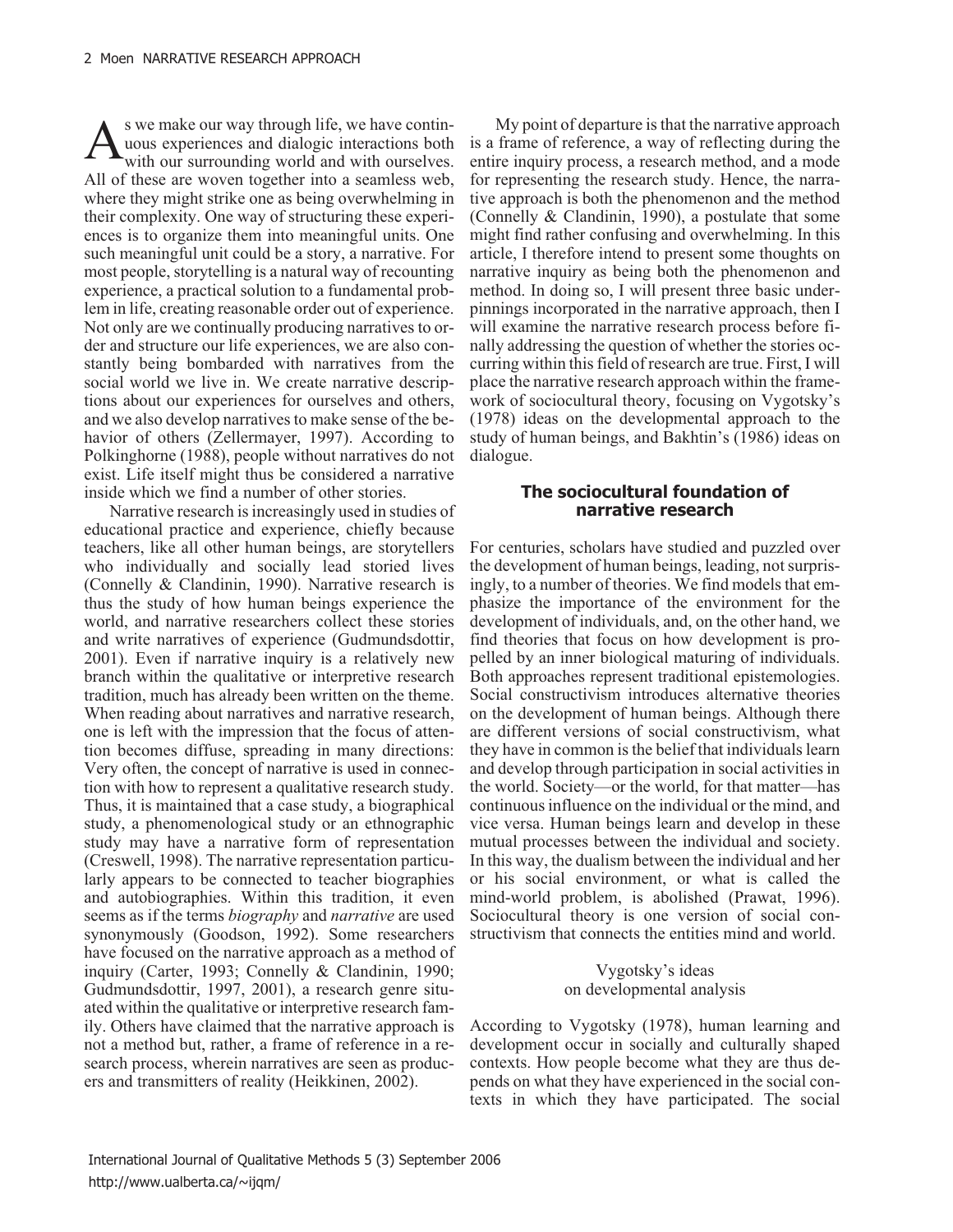As we make our way through life, we have continuous experiences and dialogic interactions both with our surrounding world and with ourselves. All of these are woven together into a seamless web, where they might strike one as being overwhelming in their complexity. One way of structuring these experiences is to organize them into meaningful units. One such meaningful unit could be a story, a narrative. For most people, storytelling is a natural way of recounting experience, a practical solution to a fundamental problem in life, creating reasonable order out of experience. Not only are we continually producing narratives to order and structure our life experiences, we are also constantly being bombarded with narratives from the social world we live in. We create narrative descriptions about our experiences for ourselves and others, and we also develop narratives to make sense of the behavior of others (Zellermayer, 1997). According to Polkinghorne (1988), people without narratives do not exist. Life itself might thus be considered a narrative inside which we find a number of other stories.

Narrative research is increasingly used in studies of educational practice and experience, chiefly because teachers, like all other human beings, are storytellers who individually and socially lead storied lives (Connelly & Clandinin, 1990). Narrative research is thus the study of how human beings experience the world, and narrative researchers collect these stories and write narratives of experience (Gudmundsdottir, 2001). Even if narrative inquiry is a relatively new branch within the qualitative or interpretive research tradition, much has already been written on the theme. When reading about narratives and narrative research, one is left with the impression that the focus of attention becomes diffuse, spreading in many directions: Very often, the concept of narrative is used in connection with how to represent a qualitative research study. Thus, it is maintained that a case study, a biographical study, a phenomenological study or an ethnographic study may have a narrative form of representation (Creswell, 1998). The narrative representation particularly appears to be connected to teacher biographies and autobiographies. Within this tradition, it even seems as if the terms *biography* and *narrative* are used synonymously (Goodson, 1992). Some researchers have focused on the narrative approach as a method of inquiry (Carter, 1993; Connelly & Clandinin, 1990; Gudmundsdottir, 1997, 2001), a research genre situated within the qualitative or interpretive research family. Others have claimed that the narrative approach is not a method but, rather, a frame of reference in a research process, wherein narratives are seen as producers and transmitters of reality (Heikkinen, 2002).

My point of departure is that the narrative approach is a frame of reference, a way of reflecting during the entire inquiry process, a research method, and a mode for representing the research study. Hence, the narrative approach is both the phenomenon and the method (Connelly & Clandinin, 1990), a postulate that some might find rather confusing and overwhelming. In this article, I therefore intend to present some thoughts on narrative inquiry as being both the phenomenon and method. In doing so, I will present three basic underpinnings incorporated in the narrative approach, then I will examine the narrative research process before finally addressing the question of whether the stories occurring within this field of research are true. First, I will place the narrative research approach within the framework of sociocultural theory, focusing on Vygotsky's (1978) ideas on the developmental approach to the study of human beings, and Bakhtin's (1986) ideas on dialogue.

## The sociocultural foundation of narrative research

For centuries, scholars have studied and puzzled over the development of human beings, leading, not surprisingly, to a number of theories. We find models that emphasize the importance of the environment for the development of individuals, and, on the other hand, we find theories that focus on how development is propelled by an inner biological maturing of individuals. Both approaches represent traditional epistemologies. Social constructivism introduces alternative theories on the development of human beings. Although there are different versions of social constructivism, what they have in common is the belief that individuals learn and develop through participation in social activities in the world. Society—or the world, for that matter—has continuous influence on the individual or the mind, and vice versa. Human beings learn and develop in these mutual processes between the individual and society. In this way, the dualism between the individual and her or his social environment, or what is called the mind-world problem, is abolished (Prawat, 1996). Sociocultural theory is one version of social constructivism that connects the entities mind and world.

### Vygotsky's ideas on developmental analysis

According to Vygotsky (1978), human learning and development occur in socially and culturally shaped contexts. How people become what they are thus depends on what they have experienced in the social contexts in which they have participated. The social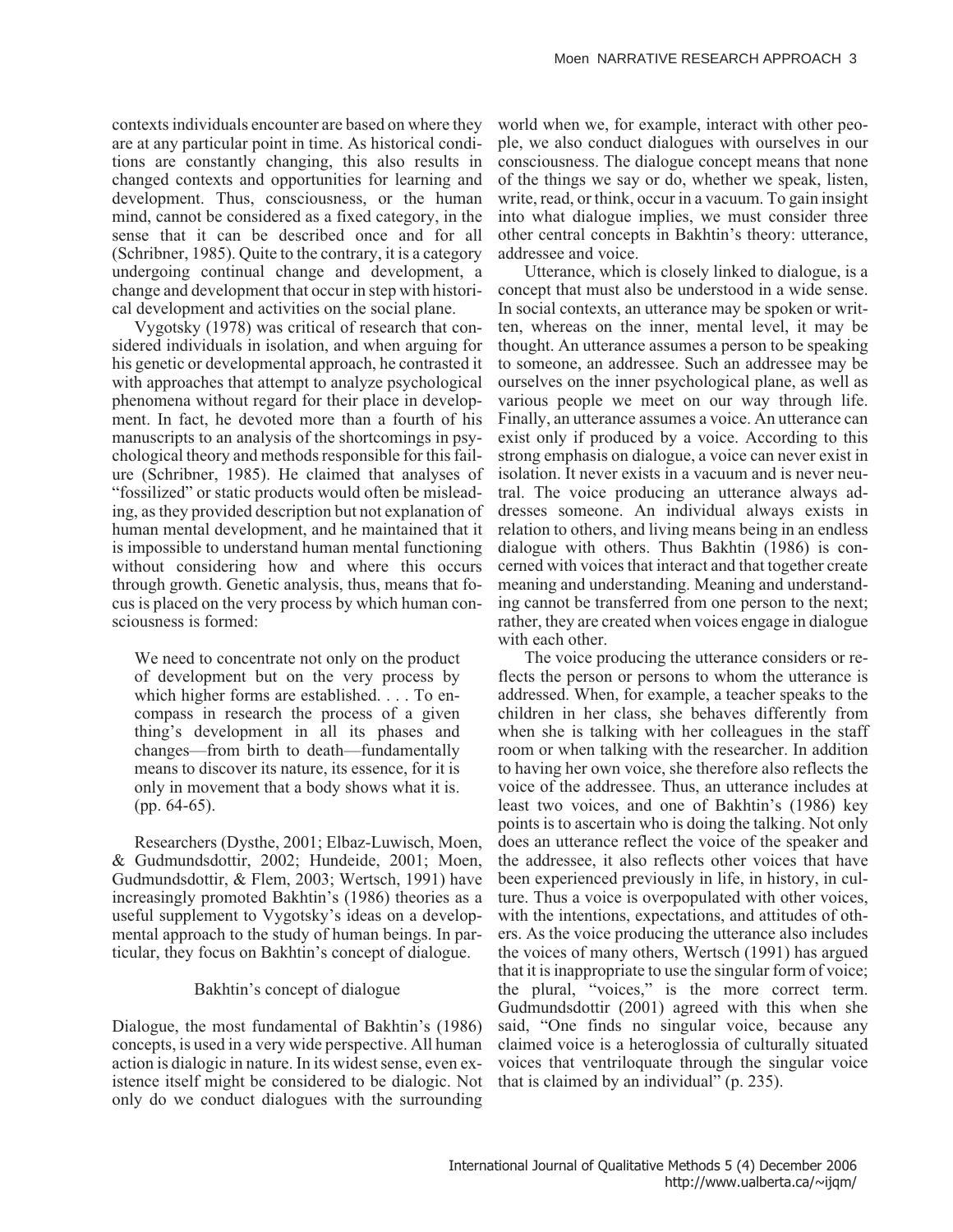contexts individuals encounter are based on where they are at any particular point in time. As historical conditions are constantly changing, this also results in changed contexts and opportunities for learning and development. Thus, consciousness, or the human mind, cannot be considered as a fixed category, in the sense that it can be described once and for all (Schribner, 1985). Quite to the contrary, it is a category undergoing continual change and development, a change and development that occur in step with historical development and activities on the social plane.

Vygotsky (1978) was critical of research that considered individuals in isolation, and when arguing for his genetic or developmental approach, he contrasted it with approaches that attempt to analyze psychological phenomena without regard for their place in development. In fact, he devoted more than a fourth of his manuscripts to an analysis of the shortcomings in psychological theory and methods responsible for this failure (Schribner, 1985). He claimed that analyses of "fossilized" or static products would often be misleading, as they provided description but not explanation of human mental development, and he maintained that it is impossible to understand human mental functioning without considering how and where this occurs through growth. Genetic analysis, thus, means that focus is placed on the very process by which human consciousness is formed:

> We need to concentrate not only on the product of development but on the very process by which higher forms are established. . . . To encompass in research the process of a given thing's development in all its phases and changes—from birth to death—fundamentally means to discover its nature, its essence, for it is only in movement that a body shows what it is. (pp. 64-65).

Researchers (Dysthe, 2001; Elbaz-Luwisch, Moen, & Gudmundsdottir, 2002; Hundeide, 2001; Moen, Gudmundsdottir, & Flem, 2003; Wertsch, 1991) have increasingly promoted Bakhtin's (1986) theories as a useful supplement to Vygotsky's ideas on a developmental approach to the study of human beings. In particular, they focus on Bakhtin's concept of dialogue.

## Bakhtin's concept of dialogue

Dialogue, the most fundamental of Bakhtin's (1986) concepts, is used in a very wide perspective. All human action is dialogic in nature. In its widest sense, even existence itself might be considered to be dialogic. Not only do we conduct dialogues with the surrounding world when we, for example, interact with other people, we also conduct dialogues with ourselves in our consciousness. The dialogue concept means that none of the things we say or do, whether we speak, listen, write, read, or think, occur in a vacuum. To gain insight into what dialogue implies, we must consider three other central concepts in Bakhtin's theory: utterance, addressee and voice.

Utterance, which is closely linked to dialogue, is a concept that must also be understood in a wide sense. In social contexts, an utterance may be spoken or written, whereas on the inner, mental level, it may be thought. An utterance assumes a person to be speaking to someone, an addressee. Such an addressee may be ourselves on the inner psychological plane, as well as various people we meet on our way through life. Finally, an utterance assumes a voice. An utterance can exist only if produced by a voice. According to this strong emphasis on dialogue, a voice can never exist in isolation. It never exists in a vacuum and is never neutral. The voice producing an utterance always addresses someone. An individual always exists in relation to others, and living means being in an endless dialogue with others. Thus Bakhtin (1986) is concerned with voices that interact and that together create meaning and understanding. Meaning and understanding cannot be transferred from one person to the next; rather, they are created when voices engage in dialogue with each other.

The voice producing the utterance considers or reflects the person or persons to whom the utterance is addressed. When, for example, a teacher speaks to the children in her class, she behaves differently from when she is talking with her colleagues in the staff room or when talking with the researcher. In addition to having her own voice, she therefore also reflects the voice of the addressee. Thus, an utterance includes at least two voices, and one of Bakhtin's (1986) key points is to ascertain who is doing the talking. Not only does an utterance reflect the voice of the speaker and the addressee, it also reflects other voices that have been experienced previously in life, in history, in culture. Thus a voice is overpopulated with other voices, with the intentions, expectations, and attitudes of others. As the voice producing the utterance also includes the voices of many others, Wertsch (1991) has argued that it is inappropriate to use the singular form of voice; the plural, "voices," is the more correct term. Gudmundsdottir (2001) agreed with this when she said, "One finds no singular voice, because any claimed voice is a heteroglossia of culturally situated voices that ventriloquate through the singular voice that is claimed by an individual" (p. 235).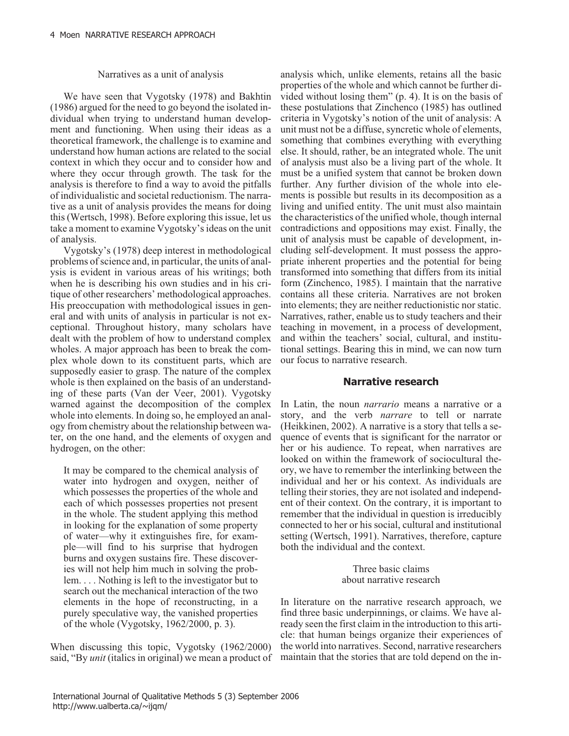### Narratives as a unit of analysis

We have seen that Vygotsky (1978) and Bakhtin (1986) argued for the need to go beyond the isolated individual when trying to understand human development and functioning. When using their ideas as a theoretical framework, the challenge is to examine and understand how human actions are related to the social context in which they occur and to consider how and where they occur through growth. The task for the analysis is therefore to find a way to avoid the pitfalls of individualistic and societal reductionism. The narrative as a unit of analysis provides the means for doing this (Wertsch, 1998). Before exploring this issue, let us take a moment to examine Vygotsky's ideas on the unit of analysis.

Vygotsky's (1978) deep interest in methodological problems of science and, in particular, the units of analysis is evident in various areas of his writings; both when he is describing his own studies and in his critique of other researchers' methodological approaches. His preoccupation with methodological issues in general and with units of analysis in particular is not exceptional. Throughout history, many scholars have dealt with the problem of how to understand complex wholes. A major approach has been to break the complex whole down to its constituent parts, which are supposedly easier to grasp. The nature of the complex whole is then explained on the basis of an understanding of these parts (Van der Veer, 2001). Vygotsky warned against the decomposition of the complex whole into elements. In doing so, he employed an analogy from chemistry about the relationship between water, on the one hand, and the elements of oxygen and hydrogen, on the other:

> It may be compared to the chemical analysis of water into hydrogen and oxygen, neither of which possesses the properties of the whole and each of which possesses properties not present in the whole. The student applying this method in looking for the explanation of some property of water—why it extinguishes fire, for example—will find to his surprise that hydrogen burns and oxygen sustains fire. These discoveries will not help him much in solving the problem. . . . Nothing is left to the investigator but to search out the mechanical interaction of the two elements in the hope of reconstructing, in a purely speculative way, the vanished properties of the whole (Vygotsky, 1962/2000, p. 3).

When discussing this topic, Vygotsky (1962/2000) said, "By *unit* (italics in original) we mean a product of analysis which, unlike elements, retains all the basic properties of the whole and which cannot be further divided without losing them" (p. 4). It is on the basis of these postulations that Zinchenco (1985) has outlined criteria in Vygotsky's notion of the unit of analysis: A unit must not be a diffuse, syncretic whole of elements, something that combines everything with everything else. It should, rather, be an integrated whole. The unit of analysis must also be a living part of the whole. It must be a unified system that cannot be broken down further. Any further division of the whole into elements is possible but results in its decomposition as a living and unified entity. The unit must also maintain the characteristics of the unified whole, though internal contradictions and oppositions may exist. Finally, the unit of analysis must be capable of development, including self-development. It must possess the appropriate inherent properties and the potential for being transformed into something that differs from its initial form (Zinchenco, 1985). I maintain that the narrative contains all these criteria. Narratives are not broken into elements; they are neither reductionistic nor static. Narratives, rather, enable us to study teachers and their teaching in movement, in a process of development, and within the teachers' social, cultural, and institutional settings. Bearing this in mind, we can now turn our focus to narrative research.

## Narrative research

In Latin, the noun *narrario* means a narrative or a story, and the verb *narrare* to tell or narrate (Heikkinen, 2002). A narrative is a story that tells a sequence of events that is significant for the narrator or her or his audience. To repeat, when narratives are looked on within the framework of sociocultural theory, we have to remember the interlinking between the individual and her or his context. As individuals are telling their stories, they are not isolated and independent of their context. On the contrary, it is important to remember that the individual in question is irreducibly connected to her or his social, cultural and institutional setting (Wertsch, 1991). Narratives, therefore, capture both the individual and the context.

### Three basic claims about narrative research

In literature on the narrative research approach, we find three basic underpinnings, or claims. We have already seen the first claim in the introduction to this article: that human beings organize their experiences of the world into narratives. Second, narrative researchers maintain that the stories that are told depend on the in-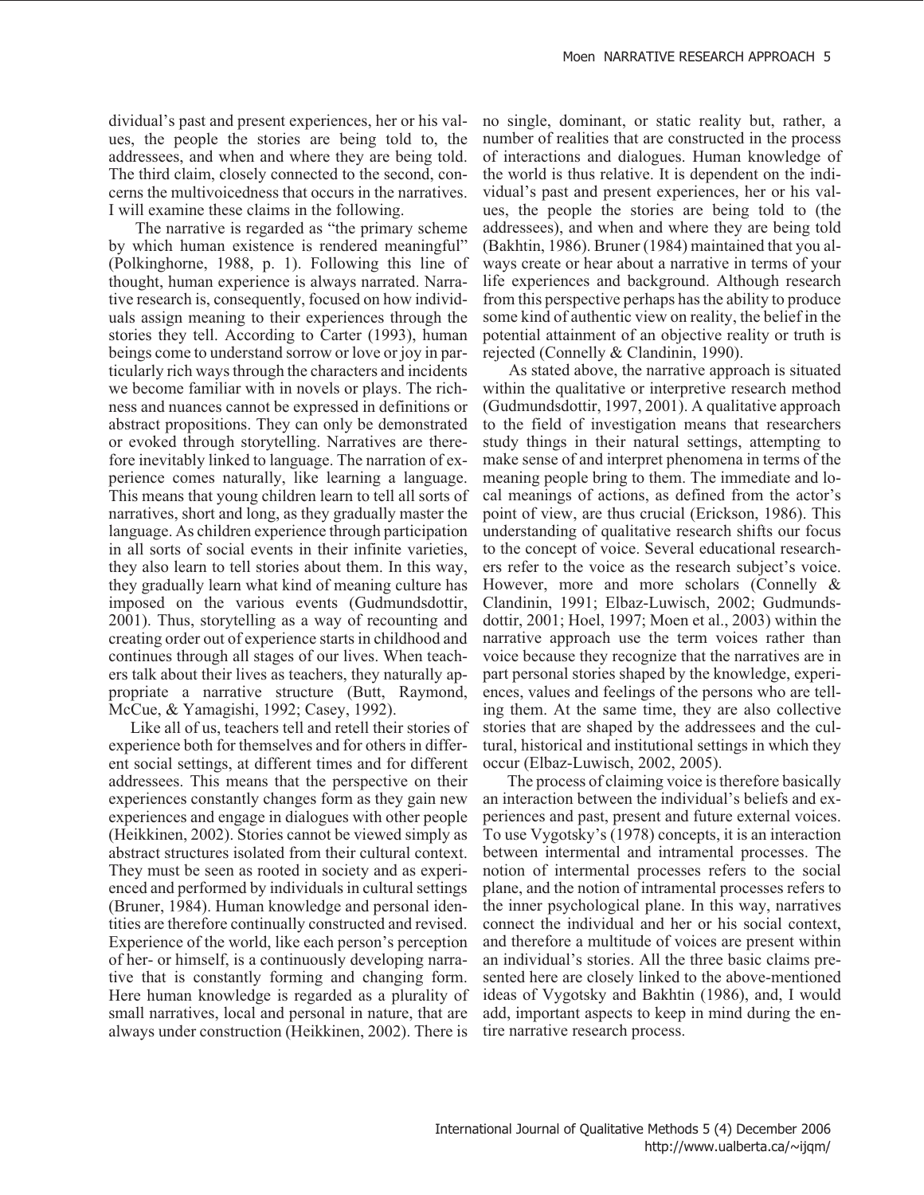dividual's past and present experiences, her or his values, the people the stories are being told to, the addressees, and when and where they are being told. The third claim, closely connected to the second, concerns the multivoicedness that occurs in the narratives. I will examine these claims in the following.

The narrative is regarded as "the primary scheme by which human existence is rendered meaningful" (Polkinghorne, 1988, p. 1). Following this line of thought, human experience is always narrated. Narrative research is, consequently, focused on how individuals assign meaning to their experiences through the stories they tell. According to Carter (1993), human beings come to understand sorrow or love or joy in particularly rich ways through the characters and incidents we become familiar with in novels or plays. The richness and nuances cannot be expressed in definitions or abstract propositions. They can only be demonstrated or evoked through storytelling. Narratives are therefore inevitably linked to language. The narration of experience comes naturally, like learning a language. This means that young children learn to tell all sorts of narratives, short and long, as they gradually master the language. As children experience through participation in all sorts of social events in their infinite varieties, they also learn to tell stories about them. In this way, they gradually learn what kind of meaning culture has imposed on the various events (Gudmundsdottir, 2001). Thus, storytelling as a way of recounting and creating order out of experience starts in childhood and continues through all stages of our lives. When teachers talk about their lives as teachers, they naturally appropriate a narrative structure (Butt, Raymond, McCue, & Yamagishi, 1992; Casey, 1992).

Like all of us, teachers tell and retell their stories of experience both for themselves and for others in different social settings, at different times and for different addressees. This means that the perspective on their experiences constantly changes form as they gain new experiences and engage in dialogues with other people (Heikkinen, 2002). Stories cannot be viewed simply as abstract structures isolated from their cultural context. They must be seen as rooted in society and as experienced and performed by individuals in cultural settings (Bruner, 1984). Human knowledge and personal identities are therefore continually constructed and revised. Experience of the world, like each person's perception of her- or himself, is a continuously developing narrative that is constantly forming and changing form. Here human knowledge is regarded as a plurality of small narratives, local and personal in nature, that are always under construction (Heikkinen, 2002). There is no single, dominant, or static reality but, rather, a number of realities that are constructed in the process of interactions and dialogues. Human knowledge of the world is thus relative. It is dependent on the individual's past and present experiences, her or his values, the people the stories are being told to (the addressees), and when and where they are being told (Bakhtin, 1986). Bruner (1984) maintained that you always create or hear about a narrative in terms of your life experiences and background. Although research from this perspective perhaps has the ability to produce some kind of authentic view on reality, the belief in the potential attainment of an objective reality or truth is rejected (Connelly & Clandinin, 1990).

As stated above, the narrative approach is situated within the qualitative or interpretive research method (Gudmundsdottir, 1997, 2001). A qualitative approach to the field of investigation means that researchers study things in their natural settings, attempting to make sense of and interpret phenomena in terms of the meaning people bring to them. The immediate and local meanings of actions, as defined from the actor's point of view, are thus crucial (Erickson, 1986). This understanding of qualitative research shifts our focus to the concept of voice. Several educational researchers refer to the voice as the research subject's voice. However, more and more scholars (Connelly & Clandinin, 1991; Elbaz-Luwisch, 2002; Gudmundsdottir, 2001; Hoel, 1997; Moen et al., 2003) within the narrative approach use the term voices rather than voice because they recognize that the narratives are in part personal stories shaped by the knowledge, experiences, values and feelings of the persons who are telling them. At the same time, they are also collective stories that are shaped by the addressees and the cultural, historical and institutional settings in which they occur (Elbaz-Luwisch, 2002, 2005).

The process of claiming voice is therefore basically an interaction between the individual's beliefs and experiences and past, present and future external voices. To use Vygotsky's (1978) concepts, it is an interaction between intermental and intramental processes. The notion of intermental processes refers to the social plane, and the notion of intramental processes refers to the inner psychological plane. In this way, narratives connect the individual and her or his social context, and therefore a multitude of voices are present within an individual's stories. All the three basic claims presented here are closely linked to the above-mentioned ideas of Vygotsky and Bakhtin (1986), and, I would add, important aspects to keep in mind during the entire narrative research process.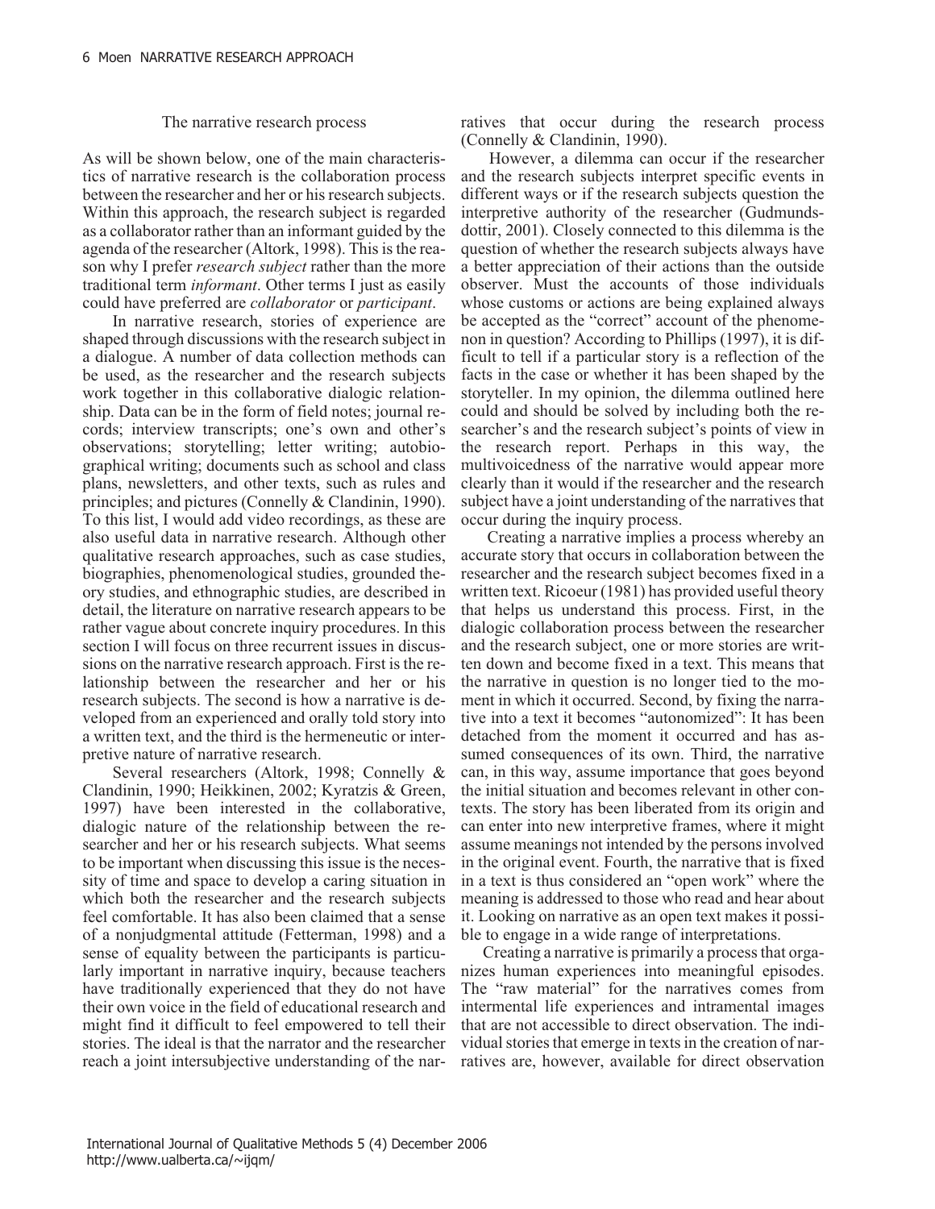## The narrative research process

As will be shown below, one of the main characteristics of narrative research is the collaboration process between the researcher and her or his research subjects. Within this approach, the research subject is regarded as a collaborator rather than an informant guided by the agenda of the researcher (Altork, 1998). This is the reason why I prefer *research subject* rather than the more traditional term *informant*. Other terms I just as easily could have preferred are *collaborator* or *participant*.

In narrative research, stories of experience are shaped through discussions with the research subject in a dialogue. A number of data collection methods can be used, as the researcher and the research subjects work together in this collaborative dialogic relationship. Data can be in the form of field notes; journal records; interview transcripts; one's own and other's observations; storytelling; letter writing; autobiographical writing; documents such as school and class plans, newsletters, and other texts, such as rules and principles; and pictures (Connelly & Clandinin, 1990). To this list, I would add video recordings, as these are also useful data in narrative research. Although other qualitative research approaches, such as case studies, biographies, phenomenological studies, grounded theory studies, and ethnographic studies, are described in detail, the literature on narrative research appears to be rather vague about concrete inquiry procedures. In this section I will focus on three recurrent issues in discussions on the narrative research approach. First is the relationship between the researcher and her or his research subjects. The second is how a narrative is developed from an experienced and orally told story into a written text, and the third is the hermeneutic or interpretive nature of narrative research.

Several researchers (Altork, 1998; Connelly & Clandinin, 1990; Heikkinen, 2002; Kyratzis & Green, 1997) have been interested in the collaborative, dialogic nature of the relationship between the researcher and her or his research subjects. What seems to be important when discussing this issue is the necessity of time and space to develop a caring situation in which both the researcher and the research subjects feel comfortable. It has also been claimed that a sense of a nonjudgmental attitude (Fetterman, 1998) and a sense of equality between the participants is particularly important in narrative inquiry, because teachers have traditionally experienced that they do not have their own voice in the field of educational research and might find it difficult to feel empowered to tell their stories. The ideal is that the narrator and the researcher reach a joint intersubjective understanding of the narratives that occur during the research process (Connelly & Clandinin, 1990).

However, a dilemma can occur if the researcher and the research subjects interpret specific events in different ways or if the research subjects question the interpretive authority of the researcher (Gudmundsdottir, 2001). Closely connected to this dilemma is the question of whether the research subjects always have a better appreciation of their actions than the outside observer. Must the accounts of those individuals whose customs or actions are being explained always be accepted as the "correct" account of the phenomenon in question? According to Phillips (1997), it is difficult to tell if a particular story is a reflection of the facts in the case or whether it has been shaped by the storyteller. In my opinion, the dilemma outlined here could and should be solved by including both the researcher's and the research subject's points of view in the research report. Perhaps in this way, the multivoicedness of the narrative would appear more clearly than it would if the researcher and the research subject have a joint understanding of the narratives that occur during the inquiry process.

Creating a narrative implies a process whereby an accurate story that occurs in collaboration between the researcher and the research subject becomes fixed in a written text. Ricoeur (1981) has provided useful theory that helps us understand this process. First, in the dialogic collaboration process between the researcher and the research subject, one or more stories are written down and become fixed in a text. This means that the narrative in question is no longer tied to the moment in which it occurred. Second, by fixing the narrative into a text it becomes "autonomized": It has been detached from the moment it occurred and has assumed consequences of its own. Third, the narrative can, in this way, assume importance that goes beyond the initial situation and becomes relevant in other contexts. The story has been liberated from its origin and can enter into new interpretive frames, where it might assume meanings not intended by the persons involved in the original event. Fourth, the narrative that is fixed in a text is thus considered an "open work" where the meaning is addressed to those who read and hear about it. Looking on narrative as an open text makes it possible to engage in a wide range of interpretations.

Creating a narrative is primarily a process that organizes human experiences into meaningful episodes. The "raw material" for the narratives comes from intermental life experiences and intramental images that are not accessible to direct observation. The individual stories that emerge in texts in the creation of narratives are, however, available for direct observation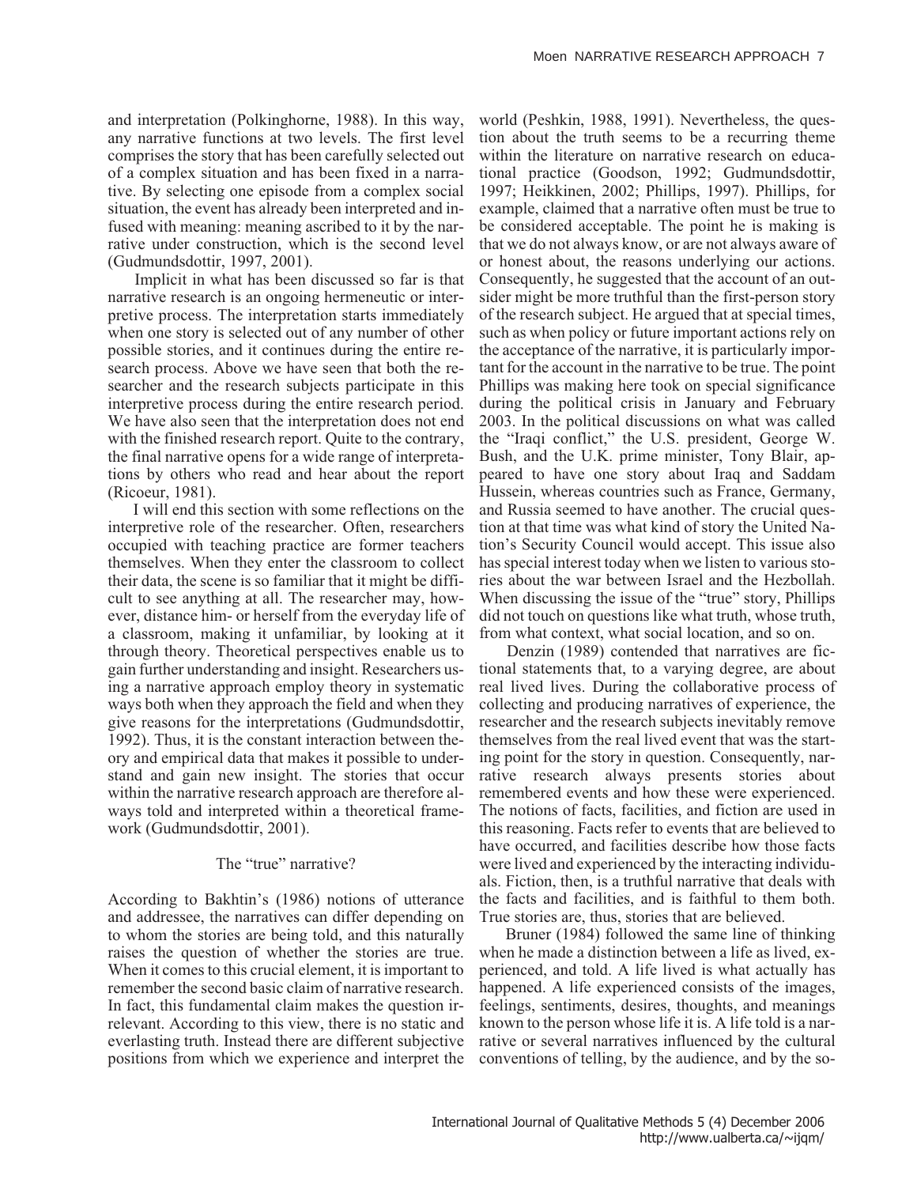and interpretation (Polkinghorne, 1988). In this way, any narrative functions at two levels. The first level comprises the story that has been carefully selected out of a complex situation and has been fixed in a narrative. By selecting one episode from a complex social situation, the event has already been interpreted and infused with meaning: meaning ascribed to it by the narrative under construction, which is the second level (Gudmundsdottir, 1997, 2001).

Implicit in what has been discussed so far is that narrative research is an ongoing hermeneutic or interpretive process. The interpretation starts immediately when one story is selected out of any number of other possible stories, and it continues during the entire research process. Above we have seen that both the researcher and the research subjects participate in this interpretive process during the entire research period. We have also seen that the interpretation does not end with the finished research report. Quite to the contrary, the final narrative opens for a wide range of interpretations by others who read and hear about the report (Ricoeur, 1981).

I will end this section with some reflections on the interpretive role of the researcher. Often, researchers occupied with teaching practice are former teachers themselves. When they enter the classroom to collect their data, the scene is so familiar that it might be difficult to see anything at all. The researcher may, however, distance him- or herself from the everyday life of a classroom, making it unfamiliar, by looking at it through theory. Theoretical perspectives enable us to gain further understanding and insight. Researchers using a narrative approach employ theory in systematic ways both when they approach the field and when they give reasons for the interpretations (Gudmundsdottir, 1992). Thus, it is the constant interaction between theory and empirical data that makes it possible to understand and gain new insight. The stories that occur within the narrative research approach are therefore always told and interpreted within a theoretical framework (Gudmundsdottir, 2001).

## The "true" narrative?

According to Bakhtin's (1986) notions of utterance and addressee, the narratives can differ depending on to whom the stories are being told, and this naturally raises the question of whether the stories are true. When it comes to this crucial element, it is important to remember the second basic claim of narrative research. In fact, this fundamental claim makes the question irrelevant. According to this view, there is no static and everlasting truth. Instead there are different subjective positions from which we experience and interpret the world (Peshkin, 1988, 1991). Nevertheless, the question about the truth seems to be a recurring theme within the literature on narrative research on educational practice (Goodson, 1992; Gudmundsdottir, 1997; Heikkinen, 2002; Phillips, 1997). Phillips, for example, claimed that a narrative often must be true to be considered acceptable. The point he is making is that we do not always know, or are not always aware of or honest about, the reasons underlying our actions. Consequently, he suggested that the account of an outsider might be more truthful than the first-person story of the research subject. He argued that at special times, such as when policy or future important actions rely on the acceptance of the narrative, it is particularly important for the account in the narrative to be true. The point Phillips was making here took on special significance during the political crisis in January and February 2003. In the political discussions on what was called the "Iraqi conflict," the U.S. president, George W. Bush, and the U.K. prime minister, Tony Blair, appeared to have one story about Iraq and Saddam Hussein, whereas countries such as France, Germany, and Russia seemed to have another. The crucial question at that time was what kind of story the United Nation's Security Council would accept. This issue also has special interest today when we listen to various stories about the war between Israel and the Hezbollah. When discussing the issue of the "true" story, Phillips did not touch on questions like what truth, whose truth, from what context, what social location, and so on.

Denzin (1989) contended that narratives are fictional statements that, to a varying degree, are about real lived lives. During the collaborative process of collecting and producing narratives of experience, the researcher and the research subjects inevitably remove themselves from the real lived event that was the starting point for the story in question. Consequently, narrative research always presents stories about remembered events and how these were experienced. The notions of facts, facilities, and fiction are used in this reasoning. Facts refer to events that are believed to have occurred, and facilities describe how those facts were lived and experienced by the interacting individuals. Fiction, then, is a truthful narrative that deals with the facts and facilities, and is faithful to them both. True stories are, thus, stories that are believed.

Bruner (1984) followed the same line of thinking when he made a distinction between a life as lived, experienced, and told. A life lived is what actually has happened. A life experienced consists of the images, feelings, sentiments, desires, thoughts, and meanings known to the person whose life it is. A life told is a narrative or several narratives influenced by the cultural conventions of telling, by the audience, and by the so-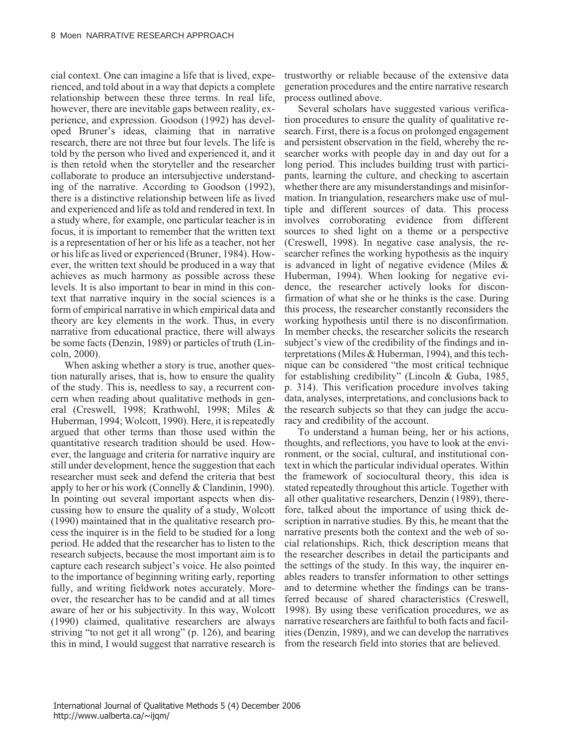cial context. One can imagine a life that is lived, experienced, and told about in a way that depicts a complete relationship between these three terms. In real life, however, there are inevitable gaps between reality, experience, and expression. Goodson (1992) has developed Bruner's ideas, claiming that in narrative research, there are not three but four levels. The life is told by the person who lived and experienced it, and it is then retold when the storyteller and the researcher collaborate to produce an intersubjective understanding of the narrative. According to Goodson (1992), there is a distinctive relationship between life as lived and experienced and life as told and rendered in text. In a study where, for example, one particular teacher is in focus, it is important to remember that the written text is a representation of her or his life as a teacher, not her or his life as lived or experienced (Bruner, 1984). However, the written text should be produced in a way that achieves as much harmony as possible across these levels. It is also important to bear in mind in this context that narrative inquiry in the social sciences is a form of empirical narrative in which empirical data and theory are key elements in the work. Thus, in every narrative from educational practice, there will always be some facts (Denzin, 1989) or particles of truth (Lincoln, 2000).

When asking whether a story is true, another question naturally arises, that is, how to ensure the quality of the study. This is, needless to say, a recurrent concern when reading about qualitative methods in general (Creswell, 1998; Krathwohl, 1998; Miles & Huberman, 1994; Wolcott, 1990). Here, it is repeatedly argued that other terms than those used within the quantitative research tradition should be used. However, the language and criteria for narrative inquiry are still under development, hence the suggestion that each researcher must seek and defend the criteria that best apply to her or his work (Connelly & Clandinin, 1990). In pointing out several important aspects when discussing how to ensure the quality of a study, Wolcott (1990) maintained that in the qualitative research process the inquirer is in the field to be studied for a long period. He added that the researcher has to listen to the research subjects, because the most important aim is to capture each research subject's voice. He also pointed to the importance of beginning writing early, reporting fully, and writing fieldwork notes accurately. Moreover, the researcher has to be candid and at all times aware of her or his subjectivity. In this way, Wolcott (1990) claimed, qualitative researchers are always striving "to not get it all wrong" (p. 126), and bearing this in mind, I would suggest that narrative research is trustworthy or reliable because of the extensive data generation procedures and the entire narrative research process outlined above.

Several scholars have suggested various verification procedures to ensure the quality of qualitative research. First, there is a focus on prolonged engagement and persistent observation in the field, whereby the researcher works with people day in and day out for a long period. This includes building trust with participants, learning the culture, and checking to ascertain whether there are any misunderstandings and misinformation. In triangulation, researchers make use of multiple and different sources of data. This process involves corroborating evidence from different sources to shed light on a theme or a perspective (Creswell, 1998). In negative case analysis, the researcher refines the working hypothesis as the inquiry is advanced in light of negative evidence (Miles & Huberman, 1994). When looking for negative evidence, the researcher actively looks for disconfirmation of what she or he thinks is the case. During this process, the researcher constantly reconsiders the working hypothesis until there is no disconfirmation. In member checks, the researcher solicits the research subject's view of the credibility of the findings and interpretations (Miles & Huberman, 1994), and this technique can be considered "the most critical technique for establishing credibility" (Lincoln & Guba, 1985, p. 314). This verification procedure involves taking data, analyses, interpretations, and conclusions back to the research subjects so that they can judge the accuracy and credibility of the account.

To understand a human being, her or his actions, thoughts, and reflections, you have to look at the environment, or the social, cultural, and institutional context in which the particular individual operates. Within the framework of sociocultural theory, this idea is stated repeatedly throughout this article. Together with all other qualitative researchers, Denzin (1989), therefore, talked about the importance of using thick description in narrative studies. By this, he meant that the narrative presents both the context and the web of social relationships. Rich, thick description means that the researcher describes in detail the participants and the settings of the study. In this way, the inquirer enables readers to transfer information to other settings and to determine whether the findings can be transferred because of shared characteristics (Creswell, 1998). By using these verification procedures, we as narrative researchers are faithful to both facts and facilities (Denzin, 1989), and we can develop the narratives from the research field into stories that are believed.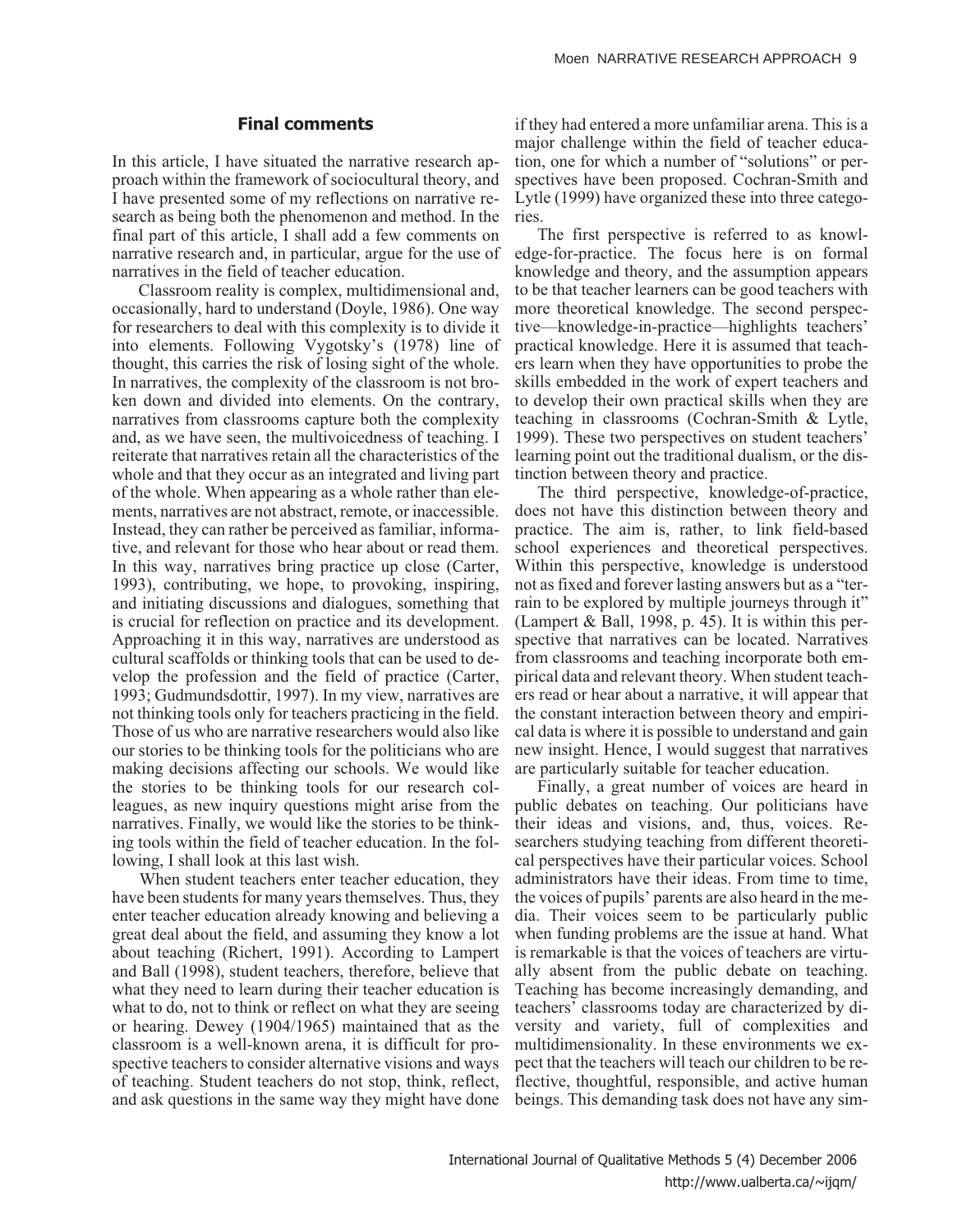## Final comments

In this article, I have situated the narrative research approach within the framework of sociocultural theory, and I have presented some of my reflections on narrative research as being both the phenomenon and method. In the final part of this article, I shall add a few comments on narrative research and, in particular, argue for the use of narratives in the field of teacher education.

Classroom reality is complex, multidimensional and, occasionally, hard to understand (Doyle, 1986). One way for researchers to deal with this complexity is to divide it into elements. Following Vygotsky's (1978) line of thought, this carries the risk of losing sight of the whole. In narratives, the complexity of the classroom is not broken down and divided into elements. On the contrary, narratives from classrooms capture both the complexity and, as we have seen, the multivoicedness of teaching. I reiterate that narratives retain all the characteristics of the whole and that they occur as an integrated and living part of the whole. When appearing as a whole rather than elements, narratives are not abstract, remote, or inaccessible. Instead, they can rather be perceived as familiar, informative, and relevant for those who hear about or read them. In this way, narratives bring practice up close (Carter, 1993), contributing, we hope, to provoking, inspiring, and initiating discussions and dialogues, something that is crucial for reflection on practice and its development. Approaching it in this way, narratives are understood as cultural scaffolds or thinking tools that can be used to develop the profession and the field of practice (Carter, 1993; Gudmundsdottir, 1997). In my view, narratives are not thinking tools only for teachers practicing in the field. Those of us who are narrative researchers would also like our stories to be thinking tools for the politicians who are making decisions affecting our schools. We would like the stories to be thinking tools for our research colleagues, as new inquiry questions might arise from the narratives. Finally, we would like the stories to be thinking tools within the field of teacher education. In the following, I shall look at this last wish.

When student teachers enter teacher education, they have been students for many years themselves. Thus, they enter teacher education already knowing and believing a great deal about the field, and assuming they know a lot about teaching (Richert, 1991). According to Lampert and Ball (1998), student teachers, therefore, believe that what they need to learn during their teacher education is what to do, not to think or reflect on what they are seeing or hearing. Dewey (1904/1965) maintained that as the classroom is a well-known arena, it is difficult for prospective teachers to consider alternative visions and ways of teaching. Student teachers do not stop, think, reflect, and ask questions in the same way they might have done if they had entered a more unfamiliar arena. This is a major challenge within the field of teacher education, one for which a number of "solutions" or perspectives have been proposed. Cochran-Smith and Lytle (1999) have organized these into three categories.

The first perspective is referred to as knowledge-for-practice. The focus here is on formal knowledge and theory, and the assumption appears to be that teacher learners can be good teachers with more theoretical knowledge. The second perspective—knowledge-in-practice—highlights teachers' practical knowledge. Here it is assumed that teachers learn when they have opportunities to probe the skills embedded in the work of expert teachers and to develop their own practical skills when they are teaching in classrooms (Cochran-Smith & Lytle, 1999). These two perspectives on student teachers' learning point out the traditional dualism, or the distinction between theory and practice.

The third perspective, knowledge-of-practice, does not have this distinction between theory and practice. The aim is, rather, to link field-based school experiences and theoretical perspectives. Within this perspective, knowledge is understood not as fixed and forever lasting answers but as a "terrain to be explored by multiple journeys through it" (Lampert & Ball, 1998, p. 45). It is within this perspective that narratives can be located. Narratives from classrooms and teaching incorporate both empirical data and relevant theory. When student teachers read or hear about a narrative, it will appear that the constant interaction between theory and empirical data is where it is possible to understand and gain new insight. Hence, I would suggest that narratives are particularly suitable for teacher education.

Finally, a great number of voices are heard in public debates on teaching. Our politicians have their ideas and visions, and, thus, voices. Researchers studying teaching from different theoretical perspectives have their particular voices. School administrators have their ideas. From time to time, the voices of pupils' parents are also heard in the media. Their voices seem to be particularly public when funding problems are the issue at hand. What is remarkable is that the voices of teachers are virtually absent from the public debate on teaching. Teaching has become increasingly demanding, and teachers' classrooms today are characterized by diversity and variety, full of complexities and multidimensionality. In these environments we expect that the teachers will teach our children to be reflective, thoughtful, responsible, and active human beings. This demanding task does not have any sim-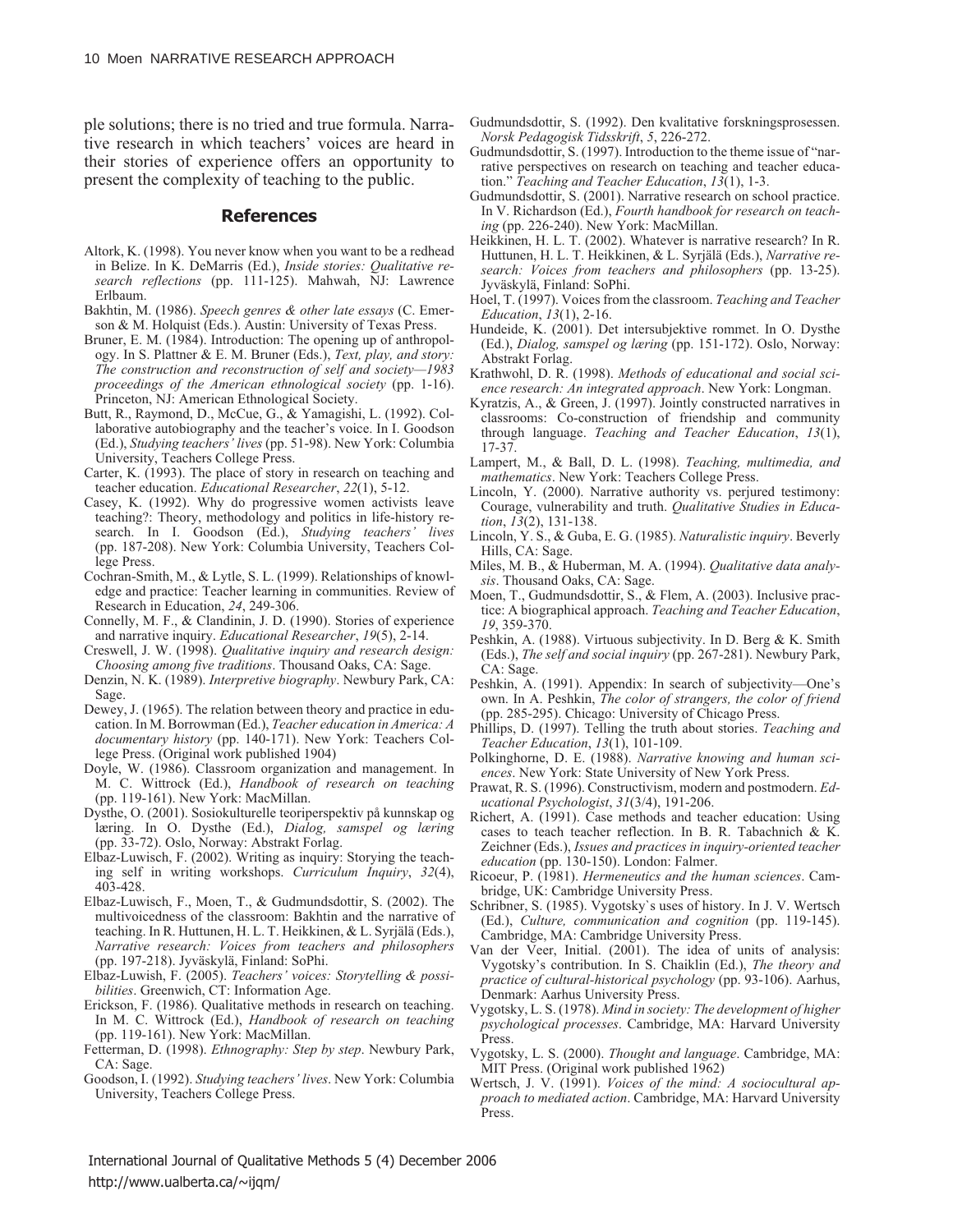ple solutions; there is no tried and true formula. Narrative research in which teachers' voices are heard in their stories of experience offers an opportunity to present the complexity of teaching to the public.

## References

Altork, K. (1998). You never know when you want to be a redhead in Belize. In K. DeMarris (Ed.), *Inside stories: Qualitative research reflections* (pp. 111-125). Mahwah, NJ: Lawrence Erlbaum.

Bakhtin, M. (1986). *Speech genres & other late essays* (C. Emerson & M. Holquist (Eds.). Austin: University of Texas Press.

Bruner, E. M. (1984). Introduction: The opening up of anthropology. In S. Plattner & E. M. Bruner (Eds.), *Text, play, and story: The construction and reconstruction of self and society—1983 proceedings of the American ethnological society* (pp. 1-16). Princeton, NJ: American Ethnological Society.

Butt, R., Raymond, D., McCue, G., & Yamagishi, L. (1992). Collaborative autobiography and the teacher's voice. In I. Goodson (Ed.), *Studying teachers' lives* (pp. 51-98). New York: Columbia University, Teachers College Press.

Carter, K. (1993). The place of story in research on teaching and teacher education. *Educational Researcher*, *22*(1), 5-12.

Casey, K. (1992). Why do progressive women activists leave teaching?: Theory, methodology and politics in life-history research. In I. Goodson (Ed.), *Studying teachers' lives* (pp. 187-208). New York: Columbia University, Teachers College Press.

Cochran-Smith, M., & Lytle, S. L. (1999). Relationships of knowledge and practice: Teacher learning in communities. Review of Research in Education, *24*, 249-306.

Connelly, M. F., & Clandinin, J. D. (1990). Stories of experience and narrative inquiry. *Educational Researcher*, *19*(5), 2-14.

Creswell, J. W. (1998). *Qualitative inquiry and research design: Choosing among five traditions*. Thousand Oaks, CA: Sage.

Denzin, N. K. (1989). *Interpretive biography*. Newbury Park, CA: Sage.

Dewey, J. (1965). The relation between theory and practice in education. In M. Borrowman (Ed.), *Teacher education in America: A documentary history* (pp. 140-171). New York: Teachers College Press. (Original work published 1904)

Doyle, W. (1986). Classroom organization and management. In M. C. Wittrock (Ed.), *Handbook of research on teaching* (pp. 119-161). New York: MacMillan.

Dysthe, O. (2001). Sosiokulturelle teoriperspektiv på kunnskap og læring. In O. Dysthe (Ed.), *Dialog, samspel og læring* (pp. 33-72). Oslo, Norway: Abstrakt Forlag.

Elbaz-Luwisch, F. (2002). Writing as inquiry: Storying the teaching self in writing workshops. *Curriculum Inquiry*, *32*(4), 403-428.

Elbaz-Luwisch, F., Moen, T., & Gudmundsdottir, S. (2002). The multivoicedness of the classroom: Bakhtin and the narrative of teaching. In R. Huttunen, H. L. T. Heikkinen, & L. Syrjälä (Eds.), *Narrative research: Voices from teachers and philosophers* (pp. 197-218). Jyväskylä, Finland: SoPhi.

Elbaz-Luwish, F. (2005). *Teachers' voices: Storytelling & possibilities*. Greenwich, CT: Information Age.

Erickson, F. (1986). Qualitative methods in research on teaching. In M. C. Wittrock (Ed.), *Handbook of research on teaching* (pp. 119-161). New York: MacMillan.

Fetterman, D. (1998). *Ethnography: Step by step*. Newbury Park, CA: Sage.

Goodson, I. (1992). *Studying teachers' lives*. New York: Columbia University, Teachers College Press.

Gudmundsdottir, S. (1992). Den kvalitative forskningsprosessen. *Norsk Pedagogisk Tidsskrift*, *5*, 226-272.

Gudmundsdottir, S. (1997). Introduction to the theme issue of "narrative perspectives on research on teaching and teacher education." *Teaching and Teacher Education*, *13*(1), 1-3.

Gudmundsdottir, S. (2001). Narrative research on school practice. In V. Richardson (Ed.), *Fourth handbook for research on teaching* (pp. 226-240). New York: MacMillan.

Heikkinen, H. L. T. (2002). Whatever is narrative research? In R. Huttunen, H. L. T. Heikkinen, & L. Syrjälä (Eds.), *Narrative research: Voices from teachers and philosophers* (pp. 13-25). Jyväskylä, Finland: SoPhi.

Hoel, T. (1997). Voices from the classroom. *Teaching and Teacher Education*, *13*(1), 2-16.

Hundeide, K. (2001). Det intersubjektive rommet. In O. Dysthe (Ed.), *Dialog, samspel og læring* (pp. 151-172). Oslo, Norway: Abstrakt Forlag.

Krathwohl, D. R. (1998). *Methods of educational and social science research: An integrated approach*. New York: Longman.

Kyratzis, A., & Green, J. (1997). Jointly constructed narratives in classrooms: Co-construction of friendship and community through language. *Teaching and Teacher Education*, *13*(1), 17-37.

Lampert, M., & Ball, D. L. (1998). *Teaching, multimedia, and mathematics*. New York: Teachers College Press.

Lincoln, Y. (2000). Narrative authority vs. perjured testimony: Courage, vulnerability and truth. *Qualitative Studies in Education*, *13*(2), 131-138.

Lincoln, Y. S., & Guba, E. G. (1985). *Naturalistic inquiry*. Beverly Hills, CA: Sage.

Miles, M. B., & Huberman, M. A. (1994). *Qualitative data analysis*. Thousand Oaks, CA: Sage.

Moen, T., Gudmundsdottir, S., & Flem, A. (2003). Inclusive practice: A biographical approach. *Teaching and Teacher Education*, *19*, 359-370.

Peshkin, A. (1988). Virtuous subjectivity. In D. Berg & K. Smith (Eds.), *The self and social inquiry* (pp. 267-281). Newbury Park, CA: Sage.

Peshkin, A. (1991). Appendix: In search of subjectivity—One's own. In A. Peshkin, *The color of strangers, the color of friend* (pp. 285-295). Chicago: University of Chicago Press.

Phillips, D. (1997). Telling the truth about stories. *Teaching and Teacher Education*, *13*(1), 101-109.

Polkinghorne, D. E. (1988). *Narrative knowing and human sciences*. New York: State University of New York Press.

Prawat, R. S. (1996). Constructivism, modern and postmodern. *Educational Psychologist*, *31*(3/4), 191-206.

Richert, A. (1991). Case methods and teacher education: Using cases to teach teacher reflection. In B. R. Tabachnick & K. Zeichner (Eds.), *Issues and practices in inquiry-oriented teacher education* (pp. 130-150). London: Falmer.

Ricoeur, P. (1981). *Hermeneutics and the human sciences*. Cambridge, UK: Cambridge University Press.

Schribner, S. (1985). Vygotsky`s uses of history. In J. V. Wertsch (Ed.), *Culture, communication and cognition* (pp. 119-145). Cambridge, MA: Cambridge University Press.

Van der Veer, Initial. (2001). The idea of units of analysis: Vygotsky's contribution. In S. Chaiklin (Ed.), *The theory and practice of cultural-historical psychology* (pp. 93-106). Aarhus, Denmark: Aarhus University Press.

Vygotsky, L. S. (1978). *Mind in society: The development of higher psychological processes*. Cambridge, MA: Harvard University Press.

Vygotsky, L. S. (2000). *Thought and language*. Cambridge, MA: MIT Press. (Original work published 1962)

Wertsch, J. V. (1991). *Voices of the mind: A sociocultural approach to mediated action*. Cambridge, MA: Harvard University Press.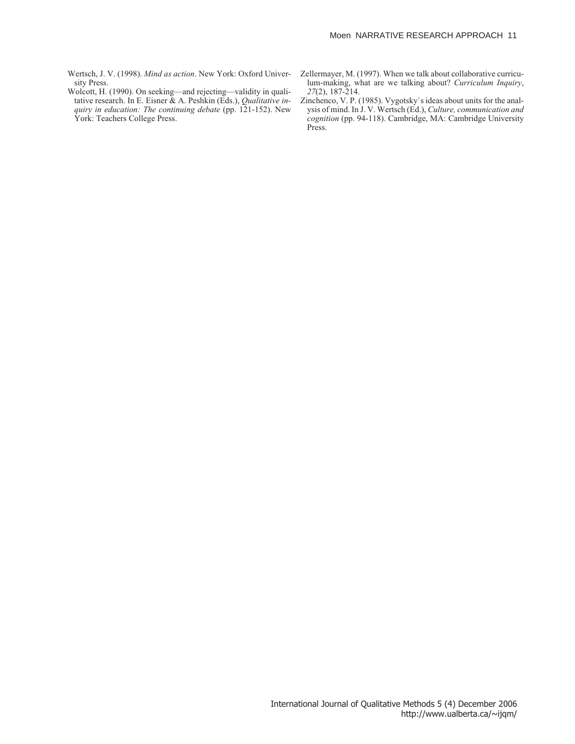Wertsch, J. V. (1998). *Mind as action*. New York: Oxford University Press.

Wolcott, H. (1990). On seeking—and rejecting—validity in qualitative research. In E. Eisner & A. Peshkin (Eds.), *Qualitative inquiry in education: The continuing debate* (pp. 121-152). New York: Teachers College Press.

Zellermayer, M. (1997). When we talk about collaborative curriculum-making, what are we talking about? *Curriculum Inquiry*, *27*(2), 187-214.

Zinchenco, V. P. (1985). Vygotsky`s ideas about units for the analysis of mind. In J. V. Wertsch (Ed.), *Culture, communication and cognition* (pp. 94-118). Cambridge, MA: Cambridge University Press.